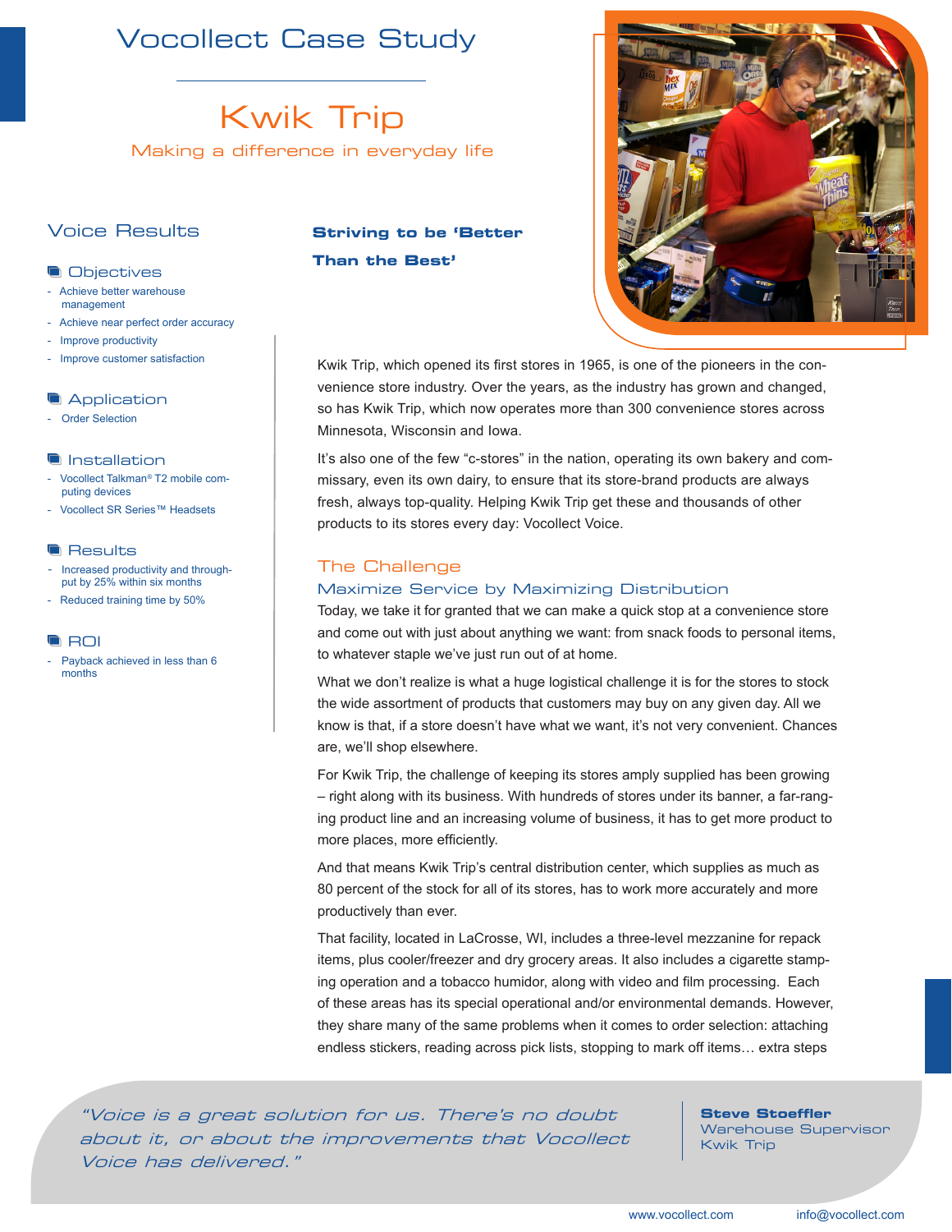# Vocollect Case Study

# Kwik Trip

Making a difference in everyday life

## Voice Results

### Objectives

- Achieve better warehouse management
- Achieve near perfect order accuracy
- Improve productivity
- Improve customer satisfaction

### Application

- Order Selection

### Installation

- Vocollect Talkman® T2 mobile computing devices
- Vocollect SR Series™ Headsets

### Results

- Increased productivity and throughput by 25% within six months
- Reduced training time by 50%

### ROI

- Payback achieved in less than 6 months

## Striving to be 'Better Than the Best'

Kwik Trip, which opened its first stores in 1965, is one of the pioneers in the convenience store industry. Over the years, as the industry has grown and changed, so has Kwik Trip, which now operates more than 300 convenience stores across Minnesota, Wisconsin and Iowa.

It's also one of the few "c-stores" in the nation, operating its own bakery and commissary, even its own dairy, to ensure that its store-brand products are always fresh, always top-quality. Helping Kwik Trip get these and thousands of other products to its stores every day: Vocollect Voice.

## The Challenge

### Maximize Service by Maximizing Distribution

Today, we take it for granted that we can make a quick stop at a convenience store and come out with just about anything we want: from snack foods to personal items, to whatever staple we've just run out of at home.

What we don't realize is what a huge logistical challenge it is for the stores to stock the wide assortment of products that customers may buy on any given day. All we know is that, if a store doesn't have what we want, it's not very convenient. Chances are, we'll shop elsewhere.

For Kwik Trip, the challenge of keeping its stores amply supplied has been growing – right along with its business. With hundreds of stores under its banner, a far-ranging product line and an increasing volume of business, it has to get more product to more places, more efficiently.

And that means Kwik Trip's central distribution center, which supplies as much as 80 percent of the stock for all of its stores, has to work more accurately and more productively than ever.

That facility, located in LaCrosse, WI, includes a three-level mezzanine for repack items, plus cooler/freezer and dry grocery areas. It also includes a cigarette stamping operation and a tobacco humidor, along with video and film processing. Each of these areas has its special operational and/or environmental demands. However, they share many of the same problems when it comes to order selection: attaching endless stickers, reading across pick lists, stopping to mark off items… extra steps

*"Voice is a great solution for us. There's no doubt about it, or about the improvements that Vocollect Voice has delivered."*

**Steve Stoeffler**
Warehouse Supervisor
Kwik Trip

www.vocollect.com info@vocollect.com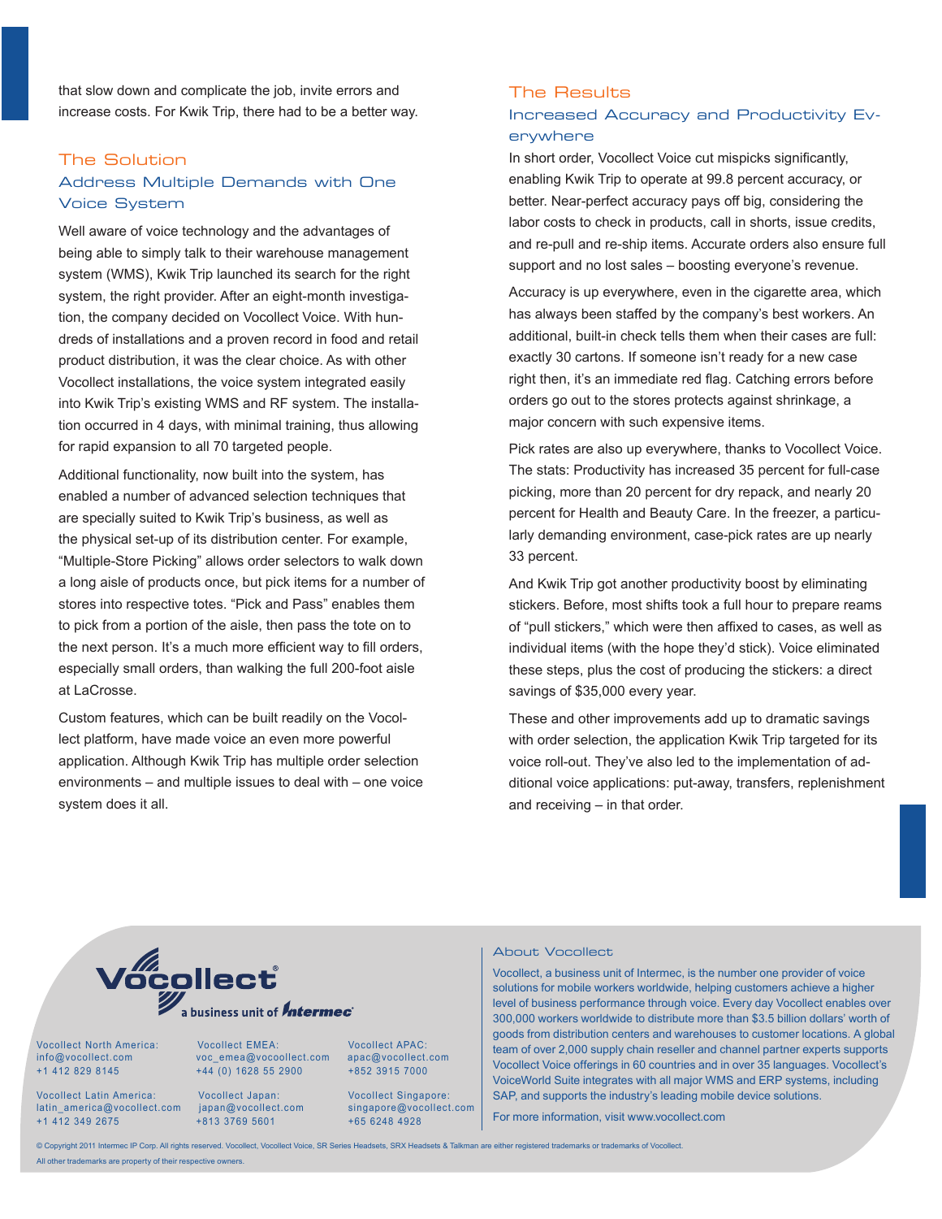that slow down and complicate the job, invite errors and increase costs. For Kwik Trip, there had to be a better way.

## The Solution

### Address Multiple Demands with One Voice System

Well aware of voice technology and the advantages of being able to simply talk to their warehouse management system (WMS), Kwik Trip launched its search for the right system, the right provider. After an eight-month investigation, the company decided on Vocollect Voice. With hundreds of installations and a proven record in food and retail product distribution, it was the clear choice. As with other Vocollect installations, the voice system integrated easily into Kwik Trip's existing WMS and RF system. The installation occurred in 4 days, with minimal training, thus allowing for rapid expansion to all 70 targeted people.

Additional functionality, now built into the system, has enabled a number of advanced selection techniques that are specially suited to Kwik Trip's business, as well as the physical set-up of its distribution center. For example, "Multiple-Store Picking" allows order selectors to walk down a long aisle of products once, but pick items for a number of stores into respective totes. "Pick and Pass" enables them to pick from a portion of the aisle, then pass the tote on to the next person. It's a much more efficient way to fill orders, especially small orders, than walking the full 200-foot aisle at LaCrosse.

Custom features, which can be built readily on the Vocollect platform, have made voice an even more powerful application. Although Kwik Trip has multiple order selection environments – and multiple issues to deal with – one voice system does it all.

## The Results

### Increased Accuracy and Productivity Everywhere

In short order, Vocollect Voice cut mispicks significantly, enabling Kwik Trip to operate at 99.8 percent accuracy, or better. Near-perfect accuracy pays off big, considering the labor costs to check in products, call in shorts, issue credits, and re-pull and re-ship items. Accurate orders also ensure full support and no lost sales – boosting everyone's revenue.

Accuracy is up everywhere, even in the cigarette area, which has always been staffed by the company's best workers. An additional, built-in check tells them when their cases are full: exactly 30 cartons. If someone isn't ready for a new case right then, it's an immediate red flag. Catching errors before orders go out to the stores protects against shrinkage, a major concern with such expensive items.

Pick rates are also up everywhere, thanks to Vocollect Voice. The stats: Productivity has increased 35 percent for full-case picking, more than 20 percent for dry repack, and nearly 20 percent for Health and Beauty Care. In the freezer, a particularly demanding environment, case-pick rates are up nearly 33 percent.

And Kwik Trip got another productivity boost by eliminating stickers. Before, most shifts took a full hour to prepare reams of "pull stickers," which were then affixed to cases, as well as individual items (with the hope they'd stick). Voice eliminated these steps, plus the cost of producing the stickers: a direct savings of $35,000 every year.

These and other improvements add up to dramatic savings with order selection, the application Kwik Trip targeted for its voice roll-out. They've also led to the implementation of additional voice applications: put-away, transfers, replenishment and receiving – in that order.

Vocollect® a business unit of Intermec

Vocollect North America:
info@vocollect.com
+1 412 829 8145

Vocollect EMEA:
voc_emea@vocoollect.com
+44 (0) 1628 55 2900

Vocollect APAC:
apac@vocollect.com
+852 3915 7000

Vocollect Latin America:
latin_america@vocollect.com
+1 412 349 2675

Vocollect Japan:
japan@vocollect.com
+813 3769 5601

Vocollect Singapore:
singapore@vocollect.com
+65 6248 4928

### About Vocollect

Vocollect, a business unit of Intermec, is the number one provider of voice solutions for mobile workers worldwide, helping customers achieve a higher level of business performance through voice. Every day Vocollect enables over 300,000 workers worldwide to distribute more than $3.5 billion dollars' worth of goods from distribution centers and warehouses to customer locations. A global team of over 2,000 supply chain reseller and channel partner experts supports Vocollect Voice offerings in 60 countries and in over 35 languages. Vocollect's VoiceWorld Suite integrates with all major WMS and ERP systems, including SAP, and supports the industry's leading mobile device solutions.

For more information, visit www.vocollect.com

© Copyright 2011 Intermec IP Corp. All rights reserved. Vocollect, Vocollect Voice, SR Series Headsets, SRX Headsets & Talkman are either registered trademarks or trademarks of Vocollect.
All other trademarks are property of their respective owners.